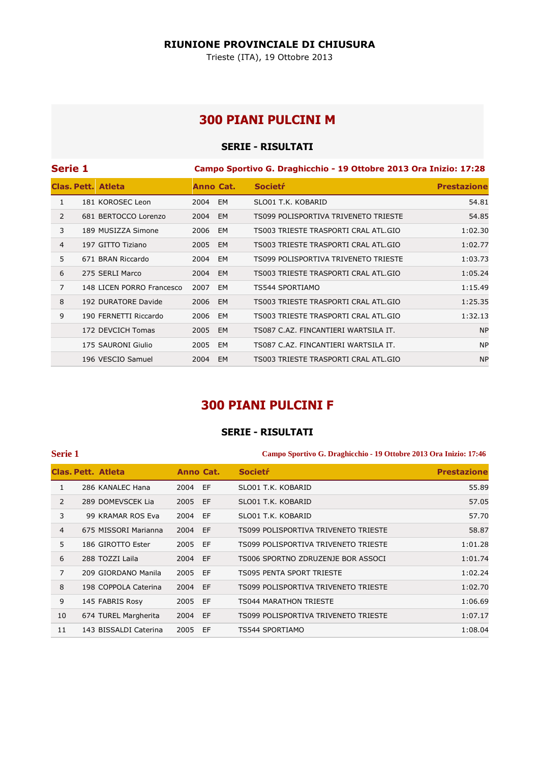**RIUNIONE PROVINCIALE DI CHIUSURA**

Trieste (ITA), 19 Ottobre 2013

# 300 PIANI PULCINI M

### SERIE - RISULTATI

**Serie 1** — **Campo Sportivo G. Draghicchio - 19 Ottobre 2013 Ora Inizio: 17:28**

| Clas. | Pett. | Atleta | Anno | Cat. | Societŕ | Prestazione |
|---|---|---|---|---|---|---|
| 1 | 181 | KOROSEC Leon | 2004 | EM | SLO01 T.K. KOBARID | 54.81 |
| 2 | 681 | BERTOCCO Lorenzo | 2004 | EM | TS099 POLISPORTIVA TRIVENETO TRIESTE | 54.85 |
| 3 | 189 | MUSIZZA Simone | 2006 | EM | TS003 TRIESTE TRASPORTI CRAL ATL.GIO | 1:02.30 |
| 4 | 197 | GITTO Tiziano | 2005 | EM | TS003 TRIESTE TRASPORTI CRAL ATL.GIO | 1:02.77 |
| 5 | 671 | BRAN Riccardo | 2004 | EM | TS099 POLISPORTIVA TRIVENETO TRIESTE | 1:03.73 |
| 6 | 275 | SERLI Marco | 2004 | EM | TS003 TRIESTE TRASPORTI CRAL ATL.GIO | 1:05.24 |
| 7 | 148 | LICEN PORRO Francesco | 2007 | EM | TS544 SPORTIAMO | 1:15.49 |
| 8 | 192 | DURATORE Davide | 2006 | EM | TS003 TRIESTE TRASPORTI CRAL ATL.GIO | 1:25.35 |
| 9 | 190 | FERNETTI Riccardo | 2006 | EM | TS003 TRIESTE TRASPORTI CRAL ATL.GIO | 1:32.13 |
| | 172 | DEVCICH Tomas | 2005 | EM | TS087 C.AZ. FINCANTIERI WARTSILA IT. | NP |
| | 175 | SAURONI Giulio | 2005 | EM | TS087 C.AZ. FINCANTIERI WARTSILA IT. | NP |
| | 196 | VESCIO Samuel | 2004 | EM | TS003 TRIESTE TRASPORTI CRAL ATL.GIO | NP |

# 300 PIANI PULCINI F

### SERIE - RISULTATI

**Serie 1** — **Campo Sportivo G. Draghicchio - 19 Ottobre 2013 Ora Inizio: 17:46**

| Clas. | Pett. | Atleta | Anno | Cat. | Societŕ | Prestazione |
|---|---|---|---|---|---|---|
| 1 | 286 | KANALEC Hana | 2004 | EF | SLO01 T.K. KOBARID | 55.89 |
| 2 | 289 | DOMEVSCEK Lia | 2005 | EF | SLO01 T.K. KOBARID | 57.05 |
| 3 | 99 | KRAMAR ROS Eva | 2004 | EF | SLO01 T.K. KOBARID | 57.70 |
| 4 | 675 | MISSORI Marianna | 2004 | EF | TS099 POLISPORTIVA TRIVENETO TRIESTE | 58.87 |
| 5 | 186 | GIROTTO Ester | 2005 | EF | TS099 POLISPORTIVA TRIVENETO TRIESTE | 1:01.28 |
| 6 | 288 | TOZZI Laila | 2004 | EF | TS006 SPORTNO ZDRUZENJE BOR ASSOCI | 1:01.74 |
| 7 | 209 | GIORDANO Manila | 2005 | EF | TS095 PENTA SPORT TRIESTE | 1:02.24 |
| 8 | 198 | COPPOLA Caterina | 2004 | EF | TS099 POLISPORTIVA TRIVENETO TRIESTE | 1:02.70 |
| 9 | 145 | FABRIS Rosy | 2005 | EF | TS044 MARATHON TRIESTE | 1:06.69 |
| 10 | 674 | TUREL Margherita | 2004 | EF | TS099 POLISPORTIVA TRIVENETO TRIESTE | 1:07.17 |
| 11 | 143 | BISSALDI Caterina | 2005 | EF | TS544 SPORTIAMO | 1:08.04 |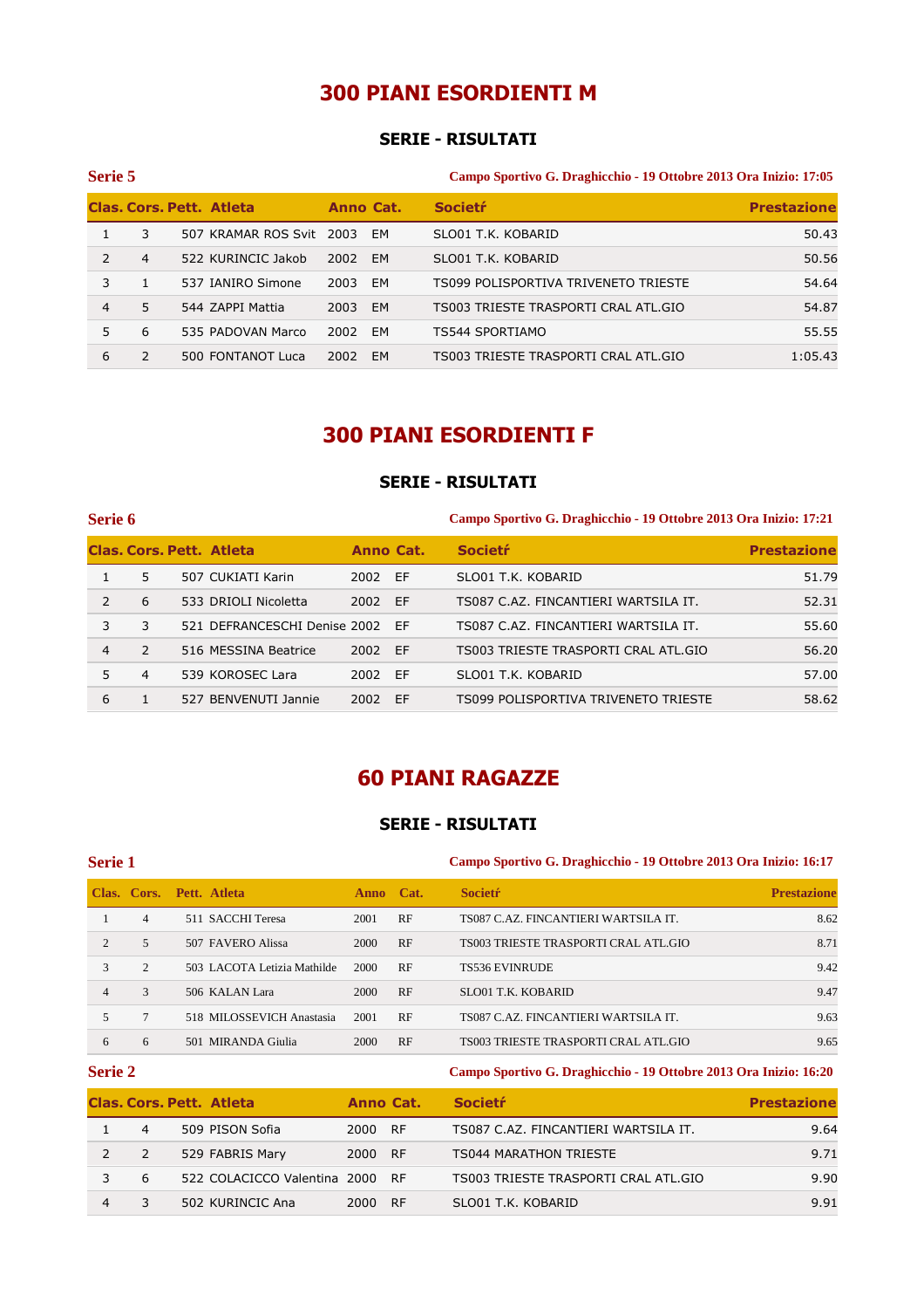# 300 PIANI ESORDIENTI M

## SERIE - RISULTATI

**Serie 5** — Campo Sportivo G. Draghicchio - 19 Ottobre 2013 Ora Inizio: 17:05

| Clas. | Cors. | Pett. | Atleta | Anno | Cat. | Societŕ | Prestazione |
|---|---|---|---|---|---|---|---|
| 1 | 3 | 507 | KRAMAR ROS Svit | 2003 | EM | SLO01 T.K. KOBARID | 50.43 |
| 2 | 4 | 522 | KURINCIC Jakob | 2002 | EM | SLO01 T.K. KOBARID | 50.56 |
| 3 | 1 | 537 | IANIRO Simone | 2003 | EM | TS099 POLISPORTIVA TRIVENETO TRIESTE | 54.64 |
| 4 | 5 | 544 | ZAPPI Mattia | 2003 | EM | TS003 TRIESTE TRASPORTI CRAL ATL.GIO | 54.87 |
| 5 | 6 | 535 | PADOVAN Marco | 2002 | EM | TS544 SPORTIAMO | 55.55 |
| 6 | 2 | 500 | FONTANOT Luca | 2002 | EM | TS003 TRIESTE TRASPORTI CRAL ATL.GIO | 1:05.43 |

# 300 PIANI ESORDIENTI F

## SERIE - RISULTATI

**Serie 6** — Campo Sportivo G. Draghicchio - 19 Ottobre 2013 Ora Inizio: 17:21

| Clas. | Cors. | Pett. | Atleta | Anno | Cat. | Societŕ | Prestazione |
|---|---|---|---|---|---|---|---|
| 1 | 5 | 507 | CUKIATI Karin | 2002 | EF | SLO01 T.K. KOBARID | 51.79 |
| 2 | 6 | 533 | DRIOLI Nicoletta | 2002 | EF | TS087 C.AZ. FINCANTIERI WARTSILA IT. | 52.31 |
| 3 | 3 | 521 | DEFRANCESCHI Denise | 2002 | EF | TS087 C.AZ. FINCANTIERI WARTSILA IT. | 55.60 |
| 4 | 2 | 516 | MESSINA Beatrice | 2002 | EF | TS003 TRIESTE TRASPORTI CRAL ATL.GIO | 56.20 |
| 5 | 4 | 539 | KOROSEC Lara | 2002 | EF | SLO01 T.K. KOBARID | 57.00 |
| 6 | 1 | 527 | BENVENUTI Jannie | 2002 | EF | TS099 POLISPORTIVA TRIVENETO TRIESTE | 58.62 |

# 60 PIANI RAGAZZE

## SERIE - RISULTATI

**Serie 1** — Campo Sportivo G. Draghicchio - 19 Ottobre 2013 Ora Inizio: 16:17

| Clas. | Cors. | Pett. | Atleta | Anno | Cat. | Societŕ | Prestazione |
|---|---|---|---|---|---|---|---|
| 1 | 4 | 511 | SACCHI Teresa | 2001 | RF | TS087 C.AZ. FINCANTIERI WARTSILA IT. | 8.62 |
| 2 | 5 | 507 | FAVERO Alissa | 2000 | RF | TS003 TRIESTE TRASPORTI CRAL ATL.GIO | 8.71 |
| 3 | 2 | 503 | LACOTA Letizia Mathilde | 2000 | RF | TS536 EVINRUDE | 9.42 |
| 4 | 3 | 506 | KALAN Lara | 2000 | RF | SLO01 T.K. KOBARID | 9.47 |
| 5 | 7 | 518 | MILOSSEVICH Anastasia | 2001 | RF | TS087 C.AZ. FINCANTIERI WARTSILA IT. | 9.63 |
| 6 | 6 | 501 | MIRANDA Giulia | 2000 | RF | TS003 TRIESTE TRASPORTI CRAL ATL.GIO | 9.65 |

**Serie 2** — Campo Sportivo G. Draghicchio - 19 Ottobre 2013 Ora Inizio: 16:20

| Clas. | Cors. | Pett. | Atleta | Anno | Cat. | Societŕ | Prestazione |
|---|---|---|---|---|---|---|---|
| 1 | 4 | 509 | PISON Sofia | 2000 | RF | TS087 C.AZ. FINCANTIERI WARTSILA IT. | 9.64 |
| 2 | 2 | 529 | FABRIS Mary | 2000 | RF | TS044 MARATHON TRIESTE | 9.71 |
| 3 | 6 | 522 | COLACICCO Valentina | 2000 | RF | TS003 TRIESTE TRASPORTI CRAL ATL.GIO | 9.90 |
| 4 | 3 | 502 | KURINCIC Ana | 2000 | RF | SLO01 T.K. KOBARID | 9.91 |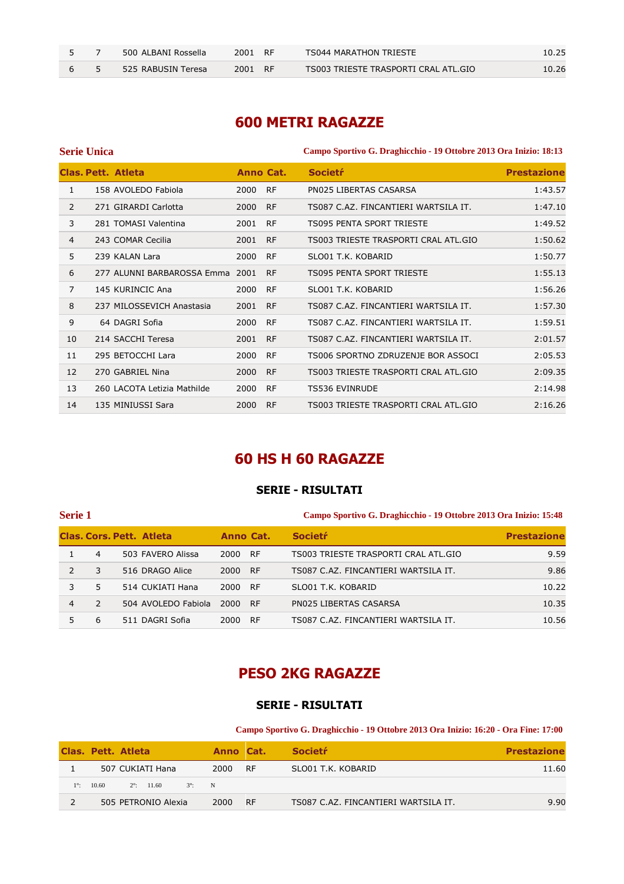| | | | | | | |
|---|---|---|---|---|---|---|
| 5 | 7 | 500 ALBANI Rossella | 2001 | RF | TS044 MARATHON TRIESTE | 10.25 |
| 6 | 5 | 525 RABUSIN Teresa | 2001 | RF | TS003 TRIESTE TRASPORTI CRAL ATL.GIO | 10.26 |

## 600 METRI RAGAZZE

**Serie Unica** — **Campo Sportivo G. Draghicchio - 19 Ottobre 2013 Ora Inizio: 18:13**

| Clas. | Pett. | Atleta | Anno | Cat. | Societŕ | Prestazione |
|---|---|---|---|---|---|---|
| 1 | 158 | AVOLEDO Fabiola | 2000 | RF | PN025 LIBERTAS CASARSA | 1:43.57 |
| 2 | 271 | GIRARDI Carlotta | 2000 | RF | TS087 C.AZ. FINCANTIERI WARTSILA IT. | 1:47.10 |
| 3 | 281 | TOMASI Valentina | 2001 | RF | TS095 PENTA SPORT TRIESTE | 1:49.52 |
| 4 | 243 | COMAR Cecilia | 2001 | RF | TS003 TRIESTE TRASPORTI CRAL ATL.GIO | 1:50.62 |
| 5 | 239 | KALAN Lara | 2000 | RF | SLO01 T.K. KOBARID | 1:50.77 |
| 6 | 277 | ALUNNI BARBAROSSA Emma | 2001 | RF | TS095 PENTA SPORT TRIESTE | 1:55.13 |
| 7 | 145 | KURINCIC Ana | 2000 | RF | SLO01 T.K. KOBARID | 1:56.26 |
| 8 | 237 | MILOSSEVICH Anastasia | 2001 | RF | TS087 C.AZ. FINCANTIERI WARTSILA IT. | 1:57.30 |
| 9 | 64 | DAGRI Sofia | 2000 | RF | TS087 C.AZ. FINCANTIERI WARTSILA IT. | 1:59.51 |
| 10 | 214 | SACCHI Teresa | 2001 | RF | TS087 C.AZ. FINCANTIERI WARTSILA IT. | 2:01.57 |
| 11 | 295 | BETOCCHI Lara | 2000 | RF | TS006 SPORTNO ZDRUZENJE BOR ASSOCI | 2:05.53 |
| 12 | 270 | GABRIEL Nina | 2000 | RF | TS003 TRIESTE TRASPORTI CRAL ATL.GIO | 2:09.35 |
| 13 | 260 | LACOTA Letizia Mathilde | 2000 | RF | TS536 EVINRUDE | 2:14.98 |
| 14 | 135 | MINIUSSI Sara | 2000 | RF | TS003 TRIESTE TRASPORTI CRAL ATL.GIO | 2:16.26 |

## 60 HS H 60 RAGAZZE

### SERIE - RISULTATI

**Serie 1** — **Campo Sportivo G. Draghicchio - 19 Ottobre 2013 Ora Inizio: 15:48**

| Clas. | Cors. | Pett. | Atleta | Anno | Cat. | Societŕ | Prestazione |
|---|---|---|---|---|---|---|---|
| 1 | 4 | 503 | FAVERO Alissa | 2000 | RF | TS003 TRIESTE TRASPORTI CRAL ATL.GIO | 9.59 |
| 2 | 3 | 516 | DRAGO Alice | 2000 | RF | TS087 C.AZ. FINCANTIERI WARTSILA IT. | 9.86 |
| 3 | 5 | 514 | CUKIATI Hana | 2000 | RF | SLO01 T.K. KOBARID | 10.22 |
| 4 | 2 | 504 | AVOLEDO Fabiola | 2000 | RF | PN025 LIBERTAS CASARSA | 10.35 |
| 5 | 6 | 511 | DAGRI Sofia | 2000 | RF | TS087 C.AZ. FINCANTIERI WARTSILA IT. | 10.56 |

## PESO 2KG RAGAZZE

### SERIE - RISULTATI

**Campo Sportivo G. Draghicchio - 19 Ottobre 2013 Ora Inizio: 16:20 - Ora Fine: 17:00**

| Clas. | Pett. | Atleta | Anno | Cat. | Societŕ | Prestazione |
|---|---|---|---|---|---|---|
| 1 | 507 | CUKIATI Hana | 2000 | RF | SLO01 T.K. KOBARID | 11.60 |
| 1°: 10.60 | 2°: 11.60 | 3°: N | | | | |
| 2 | 505 | PETRONIO Alexia | 2000 | RF | TS087 C.AZ. FINCANTIERI WARTSILA IT. | 9.90 |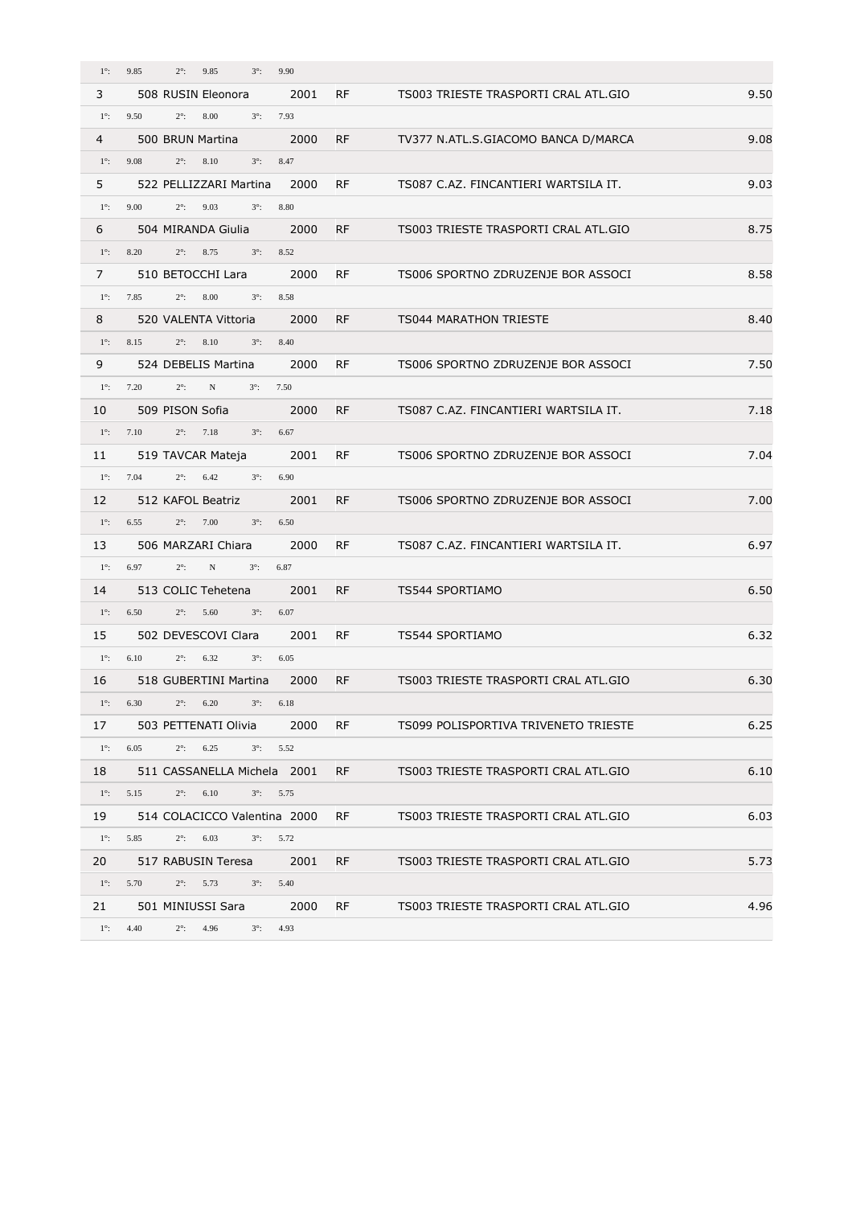| | | | | | | |
|---|---|---|---|---|---|---|
| 1°: 9.85 2°: 9.85 3°: 9.90 | | | | | | |
| 3 | 508 | RUSIN Eleonora | 2001 | RF | TS003 TRIESTE TRASPORTI CRAL ATL.GIO | 9.50 |
| 1°: 9.50 2°: 8.00 3°: 7.93 | | | | | | |
| 4 | 500 | BRUN Martina | 2000 | RF | TV377 N.ATL.S.GIACOMO BANCA D/MARCA | 9.08 |
| 1°: 9.08 2°: 8.10 3°: 8.47 | | | | | | |
| 5 | 522 | PELLIZZARI Martina | 2000 | RF | TS087 C.AZ. FINCANTIERI WARTSILA IT. | 9.03 |
| 1°: 9.00 2°: 9.03 3°: 8.80 | | | | | | |
| 6 | 504 | MIRANDA Giulia | 2000 | RF | TS003 TRIESTE TRASPORTI CRAL ATL.GIO | 8.75 |
| 1°: 8.20 2°: 8.75 3°: 8.52 | | | | | | |
| 7 | 510 | BETOCCHI Lara | 2000 | RF | TS006 SPORTNO ZDRUZENJE BOR ASSOCI | 8.58 |
| 1°: 7.85 2°: 8.00 3°: 8.58 | | | | | | |
| 8 | 520 | VALENTA Vittoria | 2000 | RF | TS044 MARATHON TRIESTE | 8.40 |
| 1°: 8.15 2°: 8.10 3°: 8.40 | | | | | | |
| 9 | 524 | DEBELIS Martina | 2000 | RF | TS006 SPORTNO ZDRUZENJE BOR ASSOCI | 7.50 |
| 1°: 7.20 2°: N 3°: 7.50 | | | | | | |
| 10 | 509 | PISON Sofia | 2000 | RF | TS087 C.AZ. FINCANTIERI WARTSILA IT. | 7.18 |
| 1°: 7.10 2°: 7.18 3°: 6.67 | | | | | | |
| 11 | 519 | TAVCAR Mateja | 2001 | RF | TS006 SPORTNO ZDRUZENJE BOR ASSOCI | 7.04 |
| 1°: 7.04 2°: 6.42 3°: 6.90 | | | | | | |
| 12 | 512 | KAFOL Beatriz | 2001 | RF | TS006 SPORTNO ZDRUZENJE BOR ASSOCI | 7.00 |
| 1°: 6.55 2°: 7.00 3°: 6.50 | | | | | | |
| 13 | 506 | MARZARI Chiara | 2000 | RF | TS087 C.AZ. FINCANTIERI WARTSILA IT. | 6.97 |
| 1°: 6.97 2°: N 3°: 6.87 | | | | | | |
| 14 | 513 | COLIC Tehetena | 2001 | RF | TS544 SPORTIAMO | 6.50 |
| 1°: 6.50 2°: 5.60 3°: 6.07 | | | | | | |
| 15 | 502 | DEVESCOVI Clara | 2001 | RF | TS544 SPORTIAMO | 6.32 |
| 1°: 6.10 2°: 6.32 3°: 6.05 | | | | | | |
| 16 | 518 | GUBERTINI Martina | 2000 | RF | TS003 TRIESTE TRASPORTI CRAL ATL.GIO | 6.30 |
| 1°: 6.30 2°: 6.20 3°: 6.18 | | | | | | |
| 17 | 503 | PETTENATI Olivia | 2000 | RF | TS099 POLISPORTIVA TRIVENETO TRIESTE | 6.25 |
| 1°: 6.05 2°: 6.25 3°: 5.52 | | | | | | |
| 18 | 511 | CASSANELLA Michela | 2001 | RF | TS003 TRIESTE TRASPORTI CRAL ATL.GIO | 6.10 |
| 1°: 5.15 2°: 6.10 3°: 5.75 | | | | | | |
| 19 | 514 | COLACICCO Valentina | 2000 | RF | TS003 TRIESTE TRASPORTI CRAL ATL.GIO | 6.03 |
| 1°: 5.85 2°: 6.03 3°: 5.72 | | | | | | |
| 20 | 517 | RABUSIN Teresa | 2001 | RF | TS003 TRIESTE TRASPORTI CRAL ATL.GIO | 5.73 |
| 1°: 5.70 2°: 5.73 3°: 5.40 | | | | | | |
| 21 | 501 | MINIUSSI Sara | 2000 | RF | TS003 TRIESTE TRASPORTI CRAL ATL.GIO | 4.96 |
| 1°: 4.40 2°: 4.96 3°: 4.93 | | | | | | |